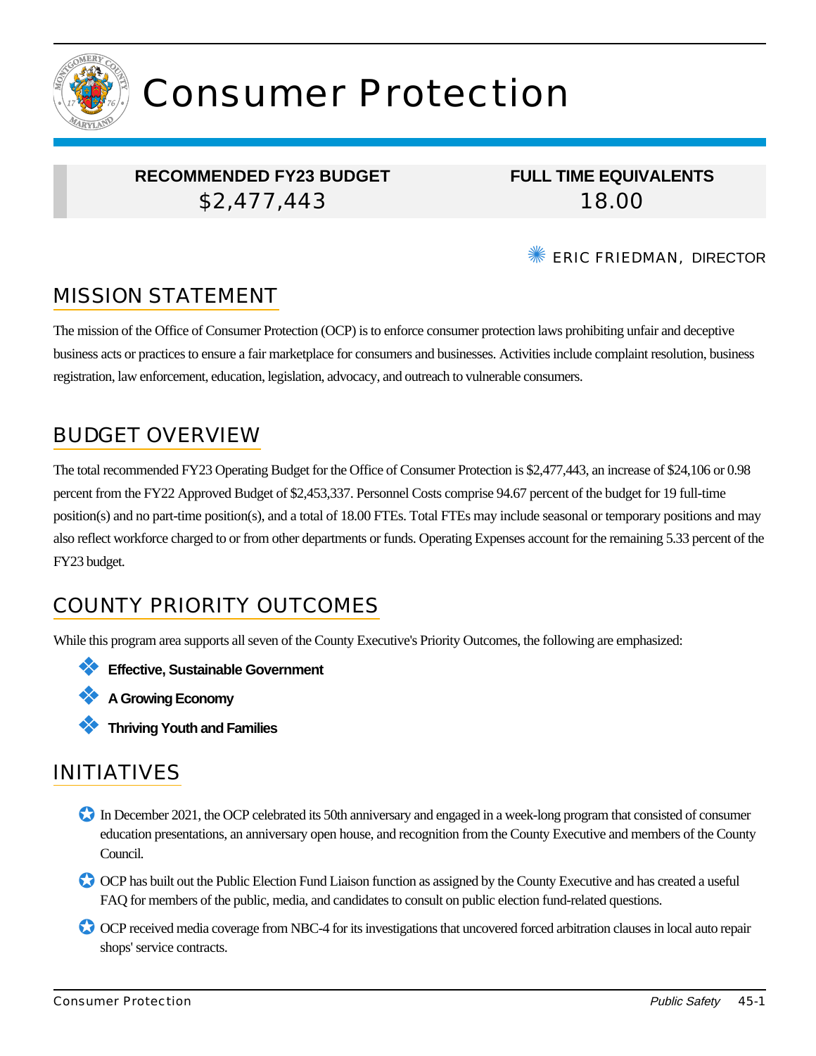# Consumer Protection

**RECOMMENDED FY23 BUDGET**
$2,477,443

**FULL TIME EQUIVALENTS**
18.00

ERIC FRIEDMAN, DIRECTOR

## MISSION STATEMENT

The mission of the Office of Consumer Protection (OCP) is to enforce consumer protection laws prohibiting unfair and deceptive business acts or practices to ensure a fair marketplace for consumers and businesses. Activities include complaint resolution, business registration, law enforcement, education, legislation, advocacy, and outreach to vulnerable consumers.

## BUDGET OVERVIEW

The total recommended FY23 Operating Budget for the Office of Consumer Protection is $2,477,443, an increase of $24,106 or 0.98 percent from the FY22 Approved Budget of $2,453,337. Personnel Costs comprise 94.67 percent of the budget for 19 full-time position(s) and no part-time position(s), and a total of 18.00 FTEs. Total FTEs may include seasonal or temporary positions and may also reflect workforce charged to or from other departments or funds. Operating Expenses account for the remaining 5.33 percent of the FY23 budget.

## COUNTY PRIORITY OUTCOMES

While this program area supports all seven of the County Executive's Priority Outcomes, the following are emphasized:

- **Effective, Sustainable Government**
- **A Growing Economy**
- **Thriving Youth and Families**

## INITIATIVES

- In December 2021, the OCP celebrated its 50th anniversary and engaged in a week-long program that consisted of consumer education presentations, an anniversary open house, and recognition from the County Executive and members of the County Council.
- OCP has built out the Public Election Fund Liaison function as assigned by the County Executive and has created a useful FAQ for members of the public, media, and candidates to consult on public election fund-related questions.
- OCP received media coverage from NBC-4 for its investigations that uncovered forced arbitration clauses in local auto repair shops' service contracts.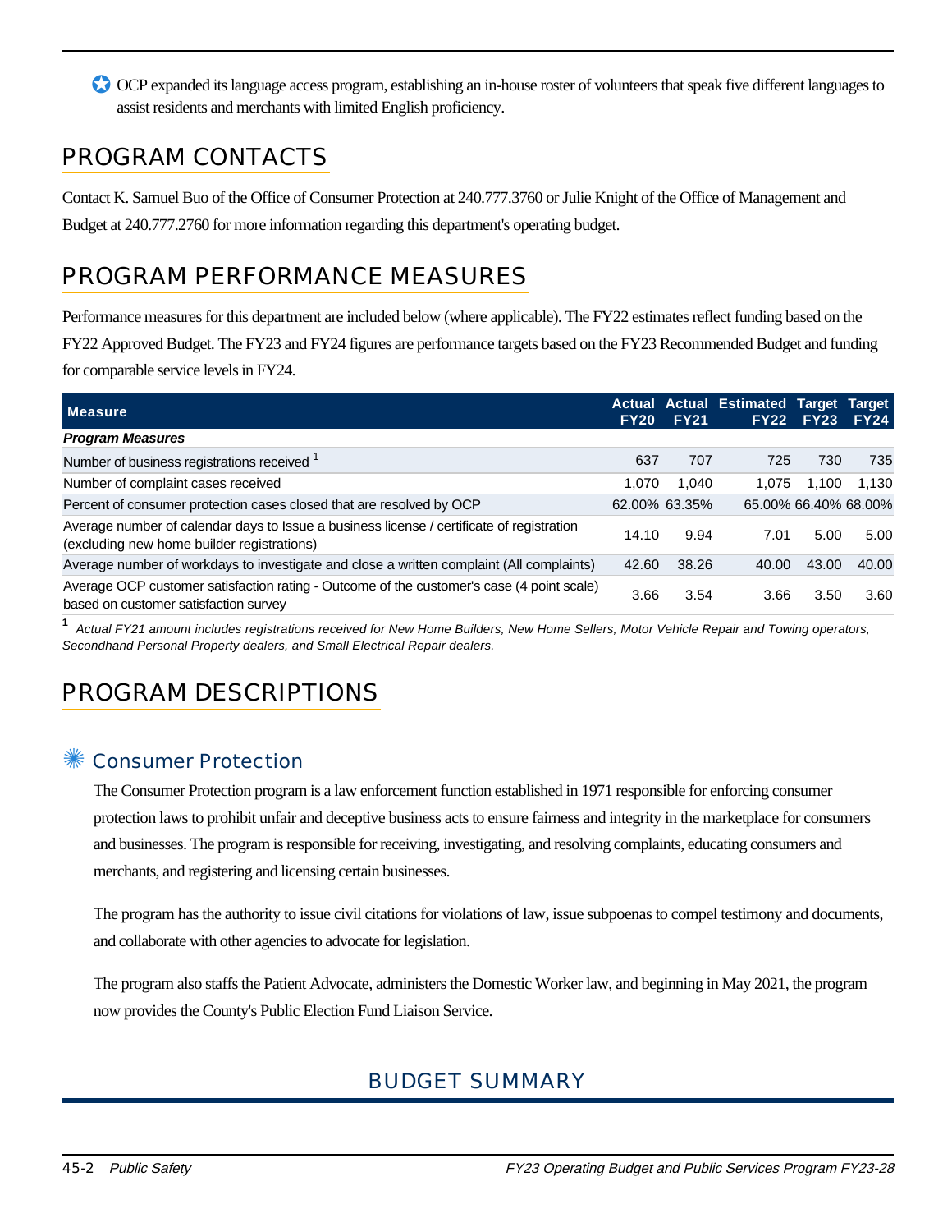- OCP expanded its language access program, establishing an in-house roster of volunteers that speak five different languages to assist residents and merchants with limited English proficiency.

## PROGRAM CONTACTS

Contact K. Samuel Buo of the Office of Consumer Protection at 240.777.3760 or Julie Knight of the Office of Management and Budget at 240.777.2760 for more information regarding this department's operating budget.

## PROGRAM PERFORMANCE MEASURES

Performance measures for this department are included below (where applicable). The FY22 estimates reflect funding based on the FY22 Approved Budget. The FY23 and FY24 figures are performance targets based on the FY23 Recommended Budget and funding for comparable service levels in FY24.

| Measure | Actual FY20 | Actual FY21 | Estimated FY22 | Target FY23 | Target FY24 |
|---|---|---|---|---|---|
| ***Program Measures*** | | | | | |
| Number of business registrations received [1] | 637 | 707 | 725 | 730 | 735 |
| Number of complaint cases received | 1,070 | 1,040 | 1,075 | 1,100 | 1,130 |
| Percent of consumer protection cases closed that are resolved by OCP | 62.00% | 63.35% | 65.00% | 66.40% | 68.00% |
| Average number of calendar days to Issue a business license / certificate of registration (excluding new home builder registrations) | 14.10 | 9.94 | 7.01 | 5.00 | 5.00 |
| Average number of workdays to investigate and close a written complaint (All complaints) | 42.60 | 38.26 | 40.00 | 43.00 | 40.00 |
| Average OCP customer satisfaction rating - Outcome of the customer's case (4 point scale) based on customer satisfaction survey | 3.66 | 3.54 | 3.66 | 3.50 | 3.60 |

[1] *Actual FY21 amount includes registrations received for New Home Builders, New Home Sellers, Motor Vehicle Repair and Towing operators, Secondhand Personal Property dealers, and Small Electrical Repair dealers.*

## PROGRAM DESCRIPTIONS

### Consumer Protection

The Consumer Protection program is a law enforcement function established in 1971 responsible for enforcing consumer protection laws to prohibit unfair and deceptive business acts to ensure fairness and integrity in the marketplace for consumers and businesses. The program is responsible for receiving, investigating, and resolving complaints, educating consumers and merchants, and registering and licensing certain businesses.

The program has the authority to issue civil citations for violations of law, issue subpoenas to compel testimony and documents, and collaborate with other agencies to advocate for legislation.

The program also staffs the Patient Advocate, administers the Domestic Worker law, and beginning in May 2021, the program now provides the County's Public Election Fund Liaison Service.

## BUDGET SUMMARY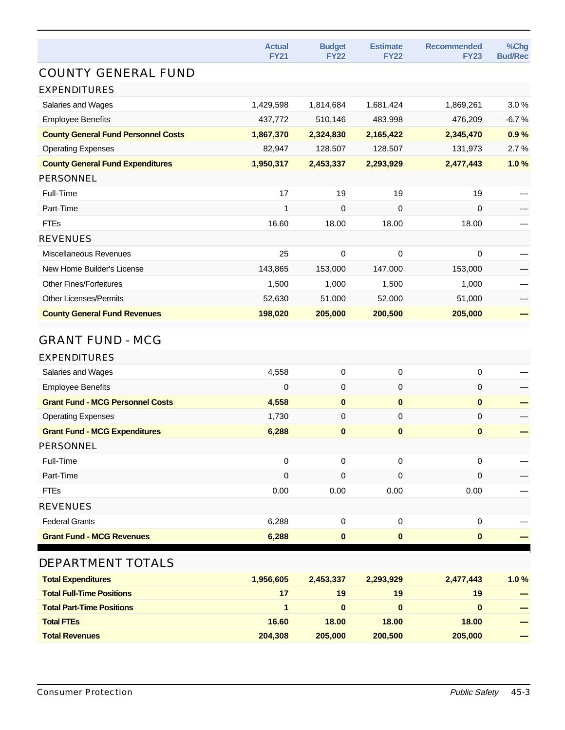| | Actual FY21 | Budget FY22 | Estimate FY22 | Recommended FY23 | %Chg Bud/Rec |
|---|---|---|---|---|---|
| **COUNTY GENERAL FUND** | | | | | |
| **EXPENDITURES** | | | | | |
| Salaries and Wages | 1,429,598 | 1,814,684 | 1,681,424 | 1,869,261 | 3.0 % |
| Employee Benefits | 437,772 | 510,146 | 483,998 | 476,209 | -6.7 % |
| **County General Fund Personnel Costs** | **1,867,370** | **2,324,830** | **2,165,422** | **2,345,470** | **0.9 %** |
| Operating Expenses | 82,947 | 128,507 | 128,507 | 131,973 | 2.7 % |
| **County General Fund Expenditures** | **1,950,317** | **2,453,337** | **2,293,929** | **2,477,443** | **1.0 %** |
| **PERSONNEL** | | | | | |
| Full-Time | 17 | 19 | 19 | 19 | — |
| Part-Time | 1 | 0 | 0 | 0 | — |
| FTEs | 16.60 | 18.00 | 18.00 | 18.00 | — |
| **REVENUES** | | | | | |
| Miscellaneous Revenues | 25 | 0 | 0 | 0 | — |
| New Home Builder's License | 143,865 | 153,000 | 147,000 | 153,000 | — |
| Other Fines/Forfeitures | 1,500 | 1,000 | 1,500 | 1,000 | — |
| Other Licenses/Permits | 52,630 | 51,000 | 52,000 | 51,000 | — |
| **County General Fund Revenues** | **198,020** | **205,000** | **200,500** | **205,000** | **—** |
| **GRANT FUND - MCG** | | | | | |
| **EXPENDITURES** | | | | | |
| Salaries and Wages | 4,558 | 0 | 0 | 0 | — |
| Employee Benefits | 0 | 0 | 0 | 0 | — |
| **Grant Fund - MCG Personnel Costs** | **4,558** | **0** | **0** | **0** | **—** |
| Operating Expenses | 1,730 | 0 | 0 | 0 | — |
| **Grant Fund - MCG Expenditures** | **6,288** | **0** | **0** | **0** | **—** |
| **PERSONNEL** | | | | | |
| Full-Time | 0 | 0 | 0 | 0 | — |
| Part-Time | 0 | 0 | 0 | 0 | — |
| FTEs | 0.00 | 0.00 | 0.00 | 0.00 | — |
| **REVENUES** | | | | | |
| Federal Grants | 6,288 | 0 | 0 | 0 | — |
| **Grant Fund - MCG Revenues** | **6,288** | **0** | **0** | **0** | **—** |
| **DEPARTMENT TOTALS** | | | | | |
| **Total Expenditures** | **1,956,605** | **2,453,337** | **2,293,929** | **2,477,443** | **1.0 %** |
| **Total Full-Time Positions** | **17** | **19** | **19** | **19** | **—** |
| **Total Part-Time Positions** | **1** | **0** | **0** | **0** | **—** |
| **Total FTEs** | **16.60** | **18.00** | **18.00** | **18.00** | **—** |
| **Total Revenues** | **204,308** | **205,000** | **200,500** | **205,000** | **—** |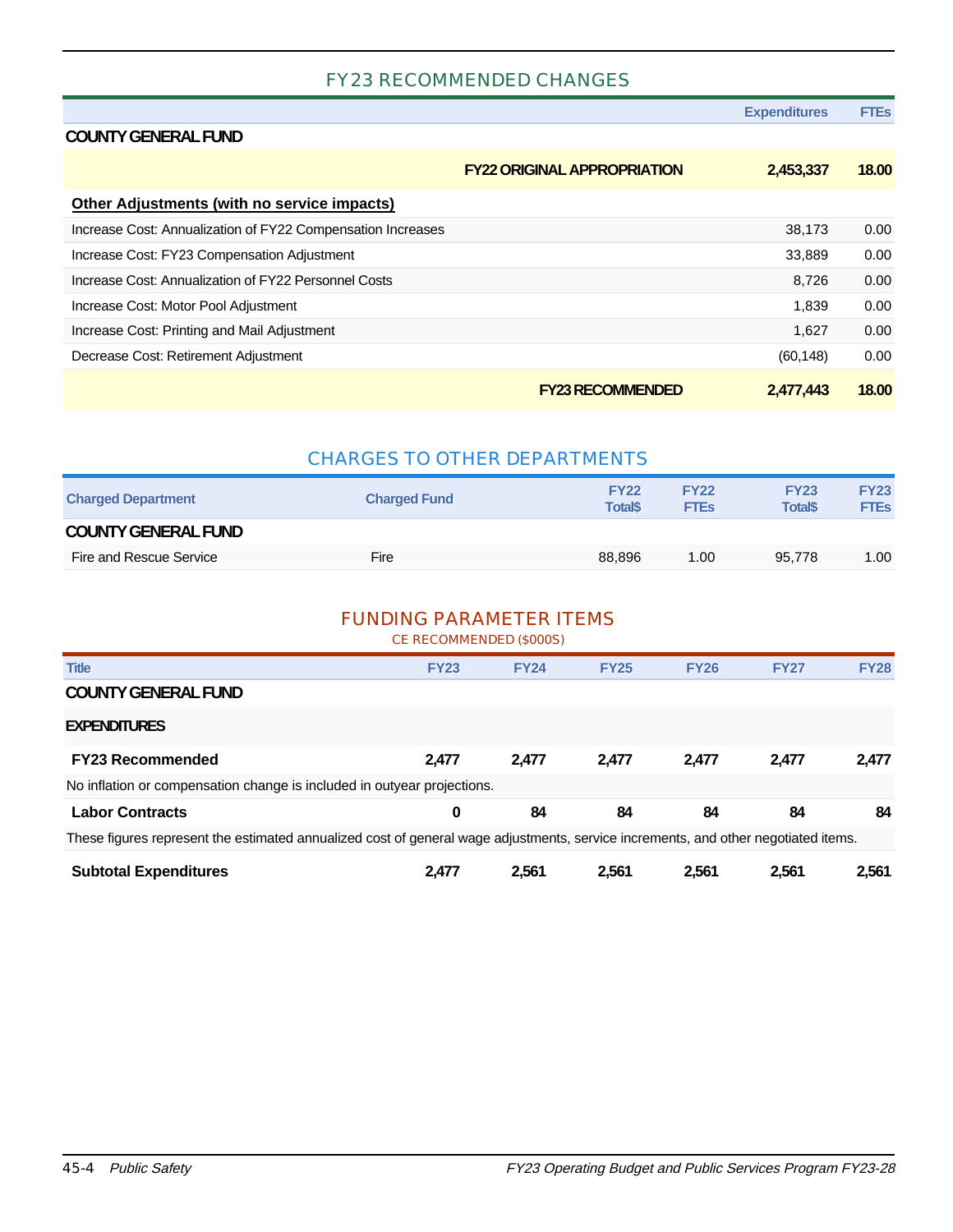## FY23 RECOMMENDED CHANGES

| | Expenditures | FTEs |
|---|---|---|
| **COUNTY GENERAL FUND** | | |
| **FY22 ORIGINAL APPROPRIATION** | **2,453,337** | **18.00** |
| **Other Adjustments (with no service impacts)** | | |
| Increase Cost: Annualization of FY22 Compensation Increases | 38,173 | 0.00 |
| Increase Cost: FY23 Compensation Adjustment | 33,889 | 0.00 |
| Increase Cost: Annualization of FY22 Personnel Costs | 8,726 | 0.00 |
| Increase Cost: Motor Pool Adjustment | 1,839 | 0.00 |
| Increase Cost: Printing and Mail Adjustment | 1,627 | 0.00 |
| Decrease Cost: Retirement Adjustment | (60,148) | 0.00 |
| **FY23 RECOMMENDED** | **2,477,443** | **18.00** |

## CHARGES TO OTHER DEPARTMENTS

| Charged Department | Charged Fund | FY22 Total$ | FY22 FTEs | FY23 Total$ | FY23 FTEs |
|---|---|---|---|---|---|
| **COUNTY GENERAL FUND** | | | | | |
| Fire and Rescue Service | Fire | 88,896 | 1.00 | 95,778 | 1.00 |

## FUNDING PARAMETER ITEMS

CE RECOMMENDED ($000S)

| Title | FY23 | FY24 | FY25 | FY26 | FY27 | FY28 |
|---|---|---|---|---|---|---|
| **COUNTY GENERAL FUND** | | | | | | |
| **EXPENDITURES** | | | | | | |
| **FY23 Recommended** | **2,477** | **2,477** | **2,477** | **2,477** | **2,477** | **2,477** |
| No inflation or compensation change is included in outyear projections. | | | | | | |
| **Labor Contracts** | **0** | **84** | **84** | **84** | **84** | **84** |
| These figures represent the estimated annualized cost of general wage adjustments, service increments, and other negotiated items. | | | | | | |
| **Subtotal Expenditures** | **2,477** | **2,561** | **2,561** | **2,561** | **2,561** | **2,561** |